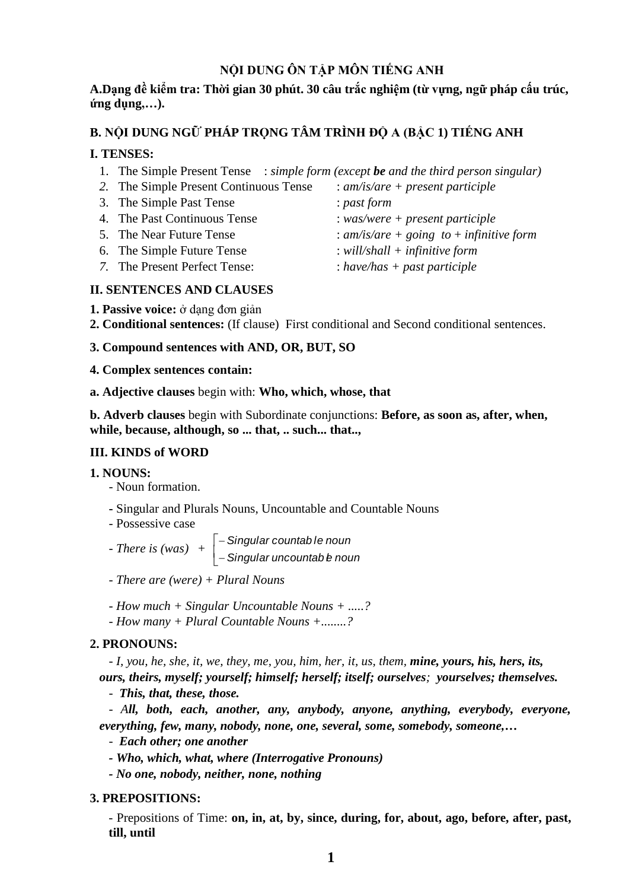# NỘI DUNG ÔN TẬP MÔN TIẾNG ANH

**A.Dạng đề kiểm tra: Thời gian 30 phút. 30 câu trắc nghiệm (từ vựng, ngữ pháp cấu trúc, ứng dụng,…).**

## B. NỘI DUNG NGỮ PHÁP TRỌNG TÂM TRÌNH ĐỘ A (BẬC 1) TIẾNG ANH

### I. TENSES:

1. The Simple Present Tense : *simple form (except **be** and the third person singular)*
2. The Simple Present Continuous Tense : *am/is/are + present participle*
3. The Simple Past Tense : *past form*
4. The Past Continuous Tense : *was/were + present participle*
5. The Near Future Tense : *am/is/are + going to + infinitive form*
6. The Simple Future Tense : *will/shall + infinitive form*
7. The Present Perfect Tense: : *have/has + past participle*

### II. SENTENCES AND CLAUSES

**1. Passive voice:** ở dạng đơn giản

**2. Conditional sentences:** (If clause) First conditional and Second conditional sentences.

**3. Compound sentences with AND, OR, BUT, SO**

**4. Complex sentences contain:**

**a. Adjective clauses** begin with: **Who, which, whose, that**

**b. Adverb clauses** begin with Subordinate conjunctions: **Before, as soon as, after, when, while, because, although, so ... that, .. such... that..,**

### III. KINDS of WORD

**1. NOUNS:**

- Noun formation.
- Singular and Plurals Nouns, Uncountable and Countable Nouns
- Possessive case
- *There is (was)* + { – *Singular countable noun*; – *Singular uncountable noun* }
- *There are (were) + Plural Nouns*
- *How much + Singular Uncountable Nouns + .....?*
- *How many + Plural Countable Nouns +........?*

**2. PRONOUNS:**

- *I, you, he, she, it, we, they, me, you, him, her, it, us, them,* ***mine, yours, his, hers, its, ours, theirs, myself; yourself; himself; herself; itself; ourselves****;* ***yourselves; themselves.***
- ***This, that, these, those.***
- ***All, both, each, another, any, anybody, anyone, anything, everybody, everyone, everything, few, many, nobody, none, one, several, some, somebody, someone,…***
- ***Each other; one another***
- ***Who, which, what, where (Interrogative Pronouns)***
- ***No one, nobody, neither, none, nothing***

**3. PREPOSITIONS:**

- Prepositions of Time: **on, in, at, by, since, during, for, about, ago, before, after, past, till, until**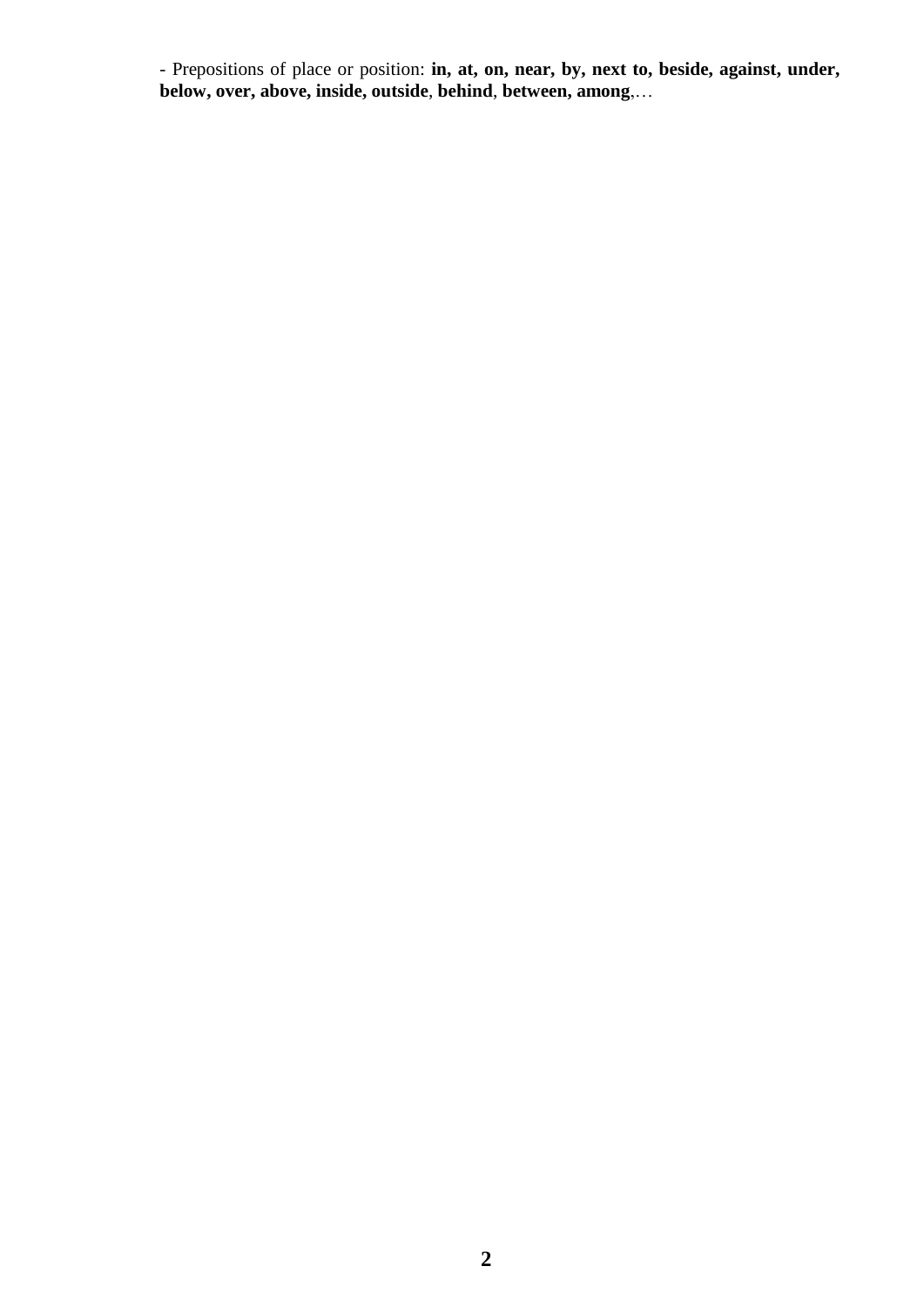- Prepositions of place or position: **in, at, on, near, by, next to, beside, against, under, below, over, above, inside, outside**, **behind**, **between, among**,…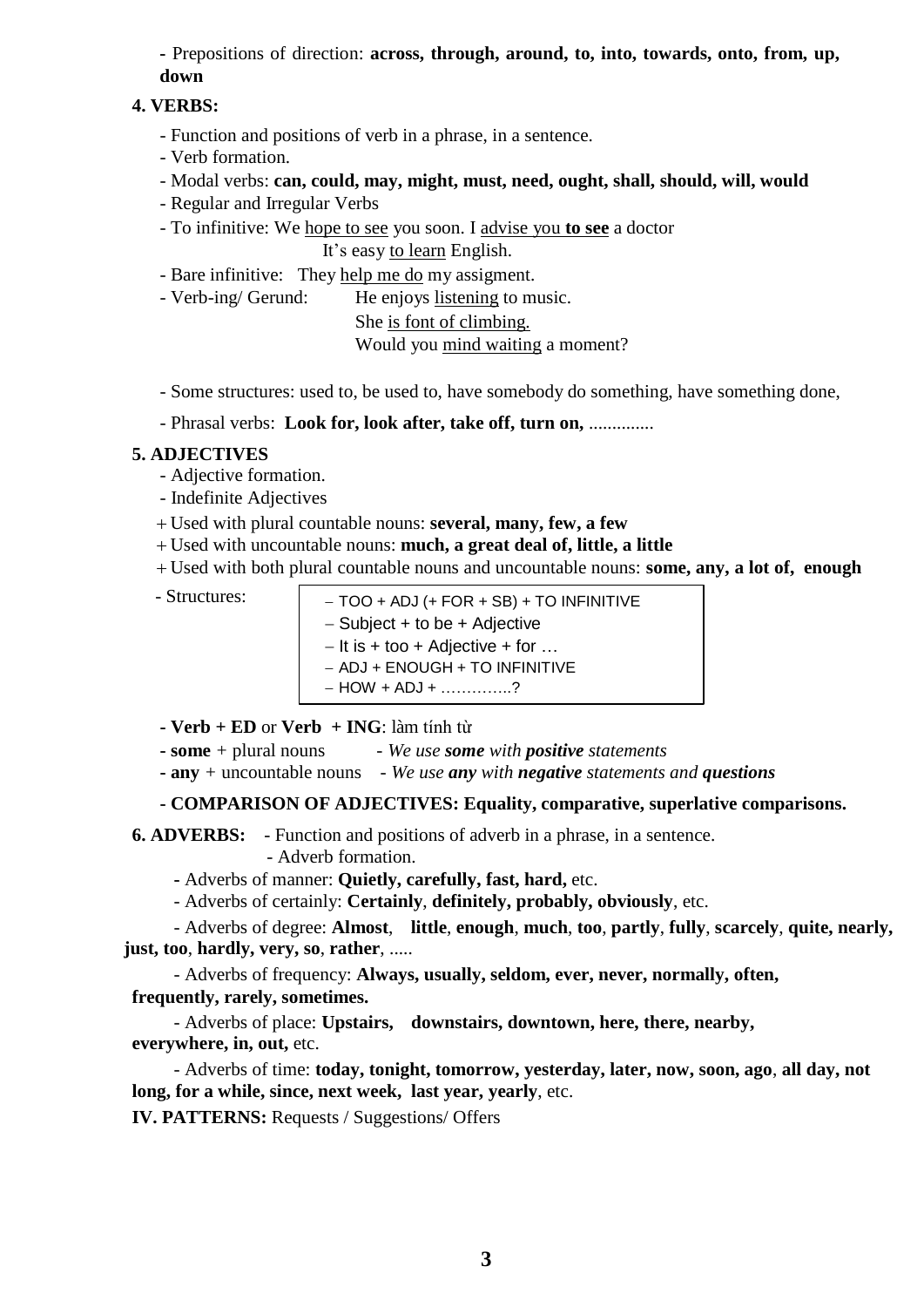- Prepositions of direction: **across, through, around, to, into, towards, onto, from, up, down**

**4. VERBS:**

- Function and positions of verb in a phrase, in a sentence.
- Verb formation.
- Modal verbs: **can, could, may, might, must, need, ought, shall, should, will, would**
- Regular and Irregular Verbs
- To infinitive: We <u>hope to see</u> you soon. I <u>advise you **to see**</u> a doctor

  It's easy <u>to learn</u> English.
- Bare infinitive: They <u>help me do</u> my assigment.
- Verb-ing/ Gerund: He enjoys <u>listening</u> to music.

  She <u>is font of climbing.</u>

  Would you <u>mind waiting</u> a moment?

- Some structures: used to, be used to, have somebody do something, have something done,
- Phrasal verbs: **Look for, look after, take off, turn on,** ..............

**5. ADJECTIVES**

- Adjective formation.
- Indefinite Adjectives
  + Used with plural countable nouns: **several, many, few, a few**
  + Used with uncountable nouns: **much, a great deal of, little, a little**
  + Used with both plural countable nouns and uncountable nouns: **some, any, a lot of, enough**
- Structures:
  - TOO + ADJ (+ FOR + SB) + TO INFINITIVE
  - Subject + to be + Adjective
  - It is + too + Adjective + for …
  - ADJ + ENOUGH + TO INFINITIVE
  - HOW + ADJ + …………..?

**- Verb + ED** or **Verb + ING**: làm tính từ

**- some** + plural nouns - *We use **some** with **positive** statements*

**- any** + uncountable nouns - *We use **any** with **negative** statements and **questions***

**- COMPARISON OF ADJECTIVES: Equality, comparative, superlative comparisons.**

**6. ADVERBS:** - Function and positions of adverb in a phrase, in a sentence.

- Adverb formation.
- Adverbs of manner: **Quietly, carefully, fast, hard,** etc.
- Adverbs of certainly: **Certainly**, **definitely, probably, obviously**, etc.
- Adverbs of degree: **Almost**, **little**, **enough**, **much**, **too**, **partly**, **fully**, **scarcely**, **quite, nearly, just, too**, **hardly, very, so**, **rather**, .....
- Adverbs of frequency: **Always, usually, seldom, ever, never, normally, often, frequently, rarely, sometimes.**
- Adverbs of place: **Upstairs, downstairs, downtown, here, there, nearby, everywhere, in, out,** etc.
- Adverbs of time: **today, tonight, tomorrow, yesterday, later, now, soon, ago**, **all day, not long, for a while, since, next week, last year, yearly**, etc.

**IV. PATTERNS:** Requests / Suggestions/ Offers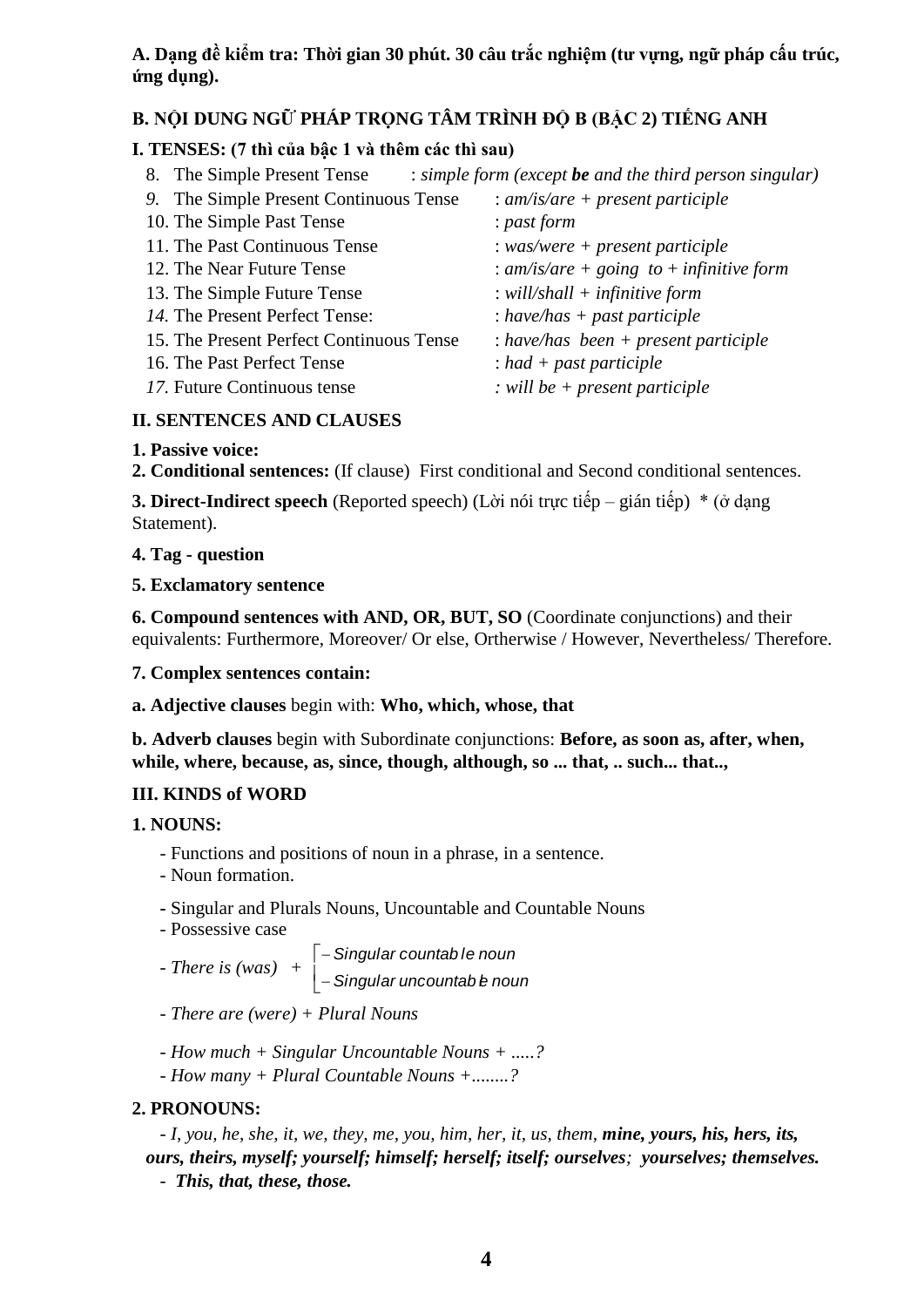**A. Dạng đề kiểm tra: Thời gian 30 phút. 30 câu trắc nghiệm (tư vựng, ngữ pháp cấu trúc, ứng dụng).**

## B. NỘI DUNG NGỮ PHÁP TRỌNG TÂM TRÌNH ĐỘ B (BẬC 2) TIẾNG ANH

### I. TENSES: (7 thì của bậc 1 và thêm các thì sau)

8. The Simple Present Tense : *simple form (except **be** and the third person singular)*
9. The Simple Present Continuous Tense : *am/is/are + present participle*
10. The Simple Past Tense : *past form*
11. The Past Continuous Tense : *was/were + present participle*
12. The Near Future Tense : *am/is/are + going to + infinitive form*
13. The Simple Future Tense : *will/shall + infinitive form*
14. The Present Perfect Tense: : *have/has + past participle*
15. The Present Perfect Continuous Tense : *have/has been + present participle*
16. The Past Perfect Tense : *had + past participle*
17. Future Continuous tense *: will be + present participle*

### II. SENTENCES AND CLAUSES

**1. Passive voice:**

**2. Conditional sentences:** (If clause) First conditional and Second conditional sentences.

**3. Direct-Indirect speech** (Reported speech) (Lời nói trực tiếp – gián tiếp) * (ở dạng Statement).

**4. Tag - question**

**5. Exclamatory sentence**

**6. Compound sentences with AND, OR, BUT, SO** (Coordinate conjunctions) and their equivalents: Furthermore, Moreover/ Or else, Ortherwise / However, Nevertheless/ Therefore.

**7. Complex sentences contain:**

**a. Adjective clauses** begin with: **Who, which, whose, that**

**b. Adverb clauses** begin with Subordinate conjunctions: **Before, as soon as, after, when, while, where, because, as, since, though, although, so ... that, .. such... that..,**

### III. KINDS of WORD

**1. NOUNS:**

- Functions and positions of noun in a phrase, in a sentence.
- Noun formation.
- Singular and Plurals Nouns, Uncountable and Countable Nouns
- Possessive case
- *There is (was)* + $\begin{cases} -\text{Singular countable noun} \\ -\text{Singular uncountable noun} \end{cases}$
- *There are (were) + Plural Nouns*
- *How much + Singular Uncountable Nouns + .....?*
- *How many + Plural Countable Nouns +........?*

**2. PRONOUNS:**

- *I, you, he, she, it, we, they, me, you, him, her, it, us, them, **mine, yours, his, hers, its, ours, theirs, myself; yourself; himself; herself; itself; ourselves**; **yourselves; themselves.***
- ***This, that, these, those.***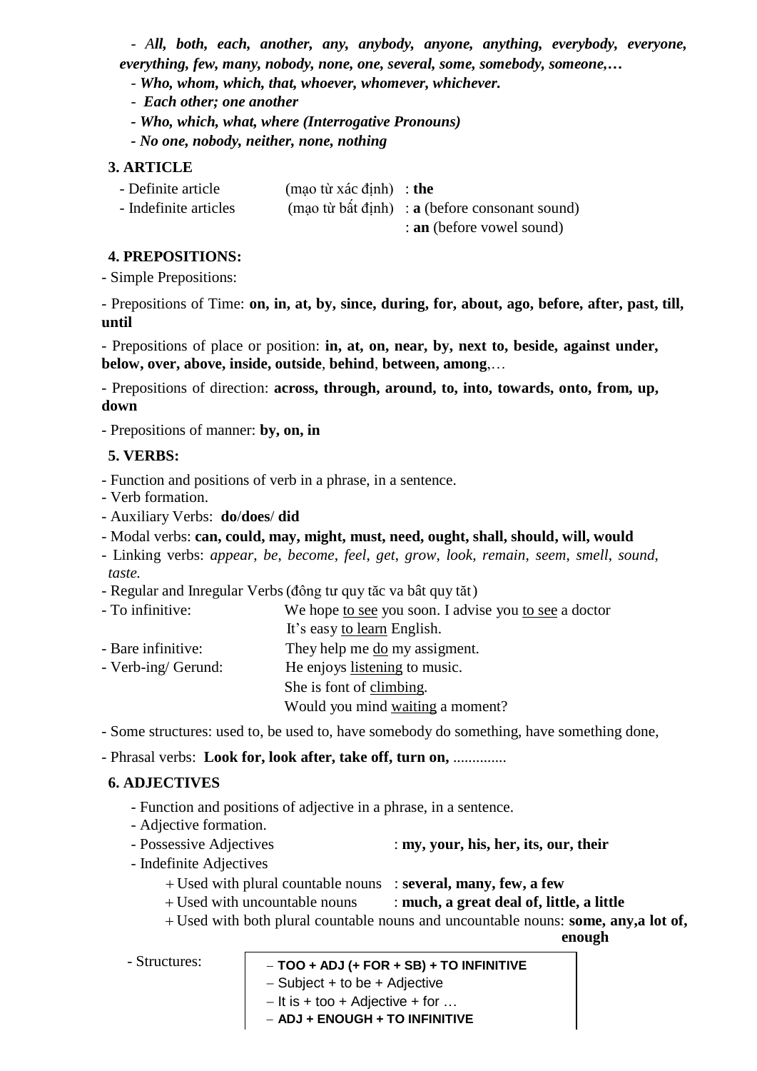- ***All, both, each, another, any, anybody, anyone, anything, everybody, everyone, everything, few, many, nobody, none, one, several, some, somebody, someone,…***
- ***Who, whom, which, that, whoever, whomever, whichever.***
- ***Each other; one another***
- ***Who, which, what, where (Interrogative Pronouns)***
- ***No one, nobody, neither, none, nothing***

**3. ARTICLE**

- Definite article (mạo từ xác định) : **the**
- Indefinite articles (mạo từ bất định) : **a** (before consonant sound)
  : **an** (before vowel sound)

**4. PREPOSITIONS:**

- Simple Prepositions:

- Prepositions of Time: **on, in, at, by, since, during, for, about, ago, before, after, past, till, until**

- Prepositions of place or position: **in, at, on, near, by, next to, beside, against under, below, over, above, inside, outside**, **behind**, **between, among**,…

- Prepositions of direction: **across, through, around, to, into, towards, onto, from, up, down**

- Prepositions of manner: **by, on, in**

**5. VERBS:**

- Function and positions of verb in a phrase, in a sentence.
- Verb formation.
- Auxiliary Verbs: **do**/**does**/ **did**
- Modal verbs: **can, could, may, might, must, need, ought, shall, should, will, would**
- Linking verbs: *appear, be, become, feel, get, grow, look, remain, seem, smell, sound, taste.*
- Regular and Inregular Verbs (động từ quy tắc và bất quy tắc)
- To infinitive: We hope to see you soon. I advise you to see a doctor
  It's easy to learn English.
- Bare infinitive: They help me do my assigment.
- Verb-ing/ Gerund: He enjoys listening to music.
  She is font of climbing.
  Would you mind waiting a moment?

- Some structures: used to, be used to, have somebody do something, have something done,

- Phrasal verbs: **Look for, look after, take off, turn on,** ..............

**6. ADJECTIVES**

- Function and positions of adjective in a phrase, in a sentence.
- Adjective formation.
- Possessive Adjectives : **my, your, his, her, its, our, their**
- Indefinite Adjectives
  + Used with plural countable nouns : **several, many, few, a few**
  + Used with uncountable nouns : **much, a great deal of, little, a little**
  + Used with both plural countable nouns and uncountable nouns: **some, any,a lot of, enough**

- Structures:
  - **TOO + ADJ (+ FOR + SB) + TO INFINITIVE**
  - Subject + to be + Adjective
  - It is + too + Adjective + for …
  - **ADJ + ENOUGH + TO INFINITIVE**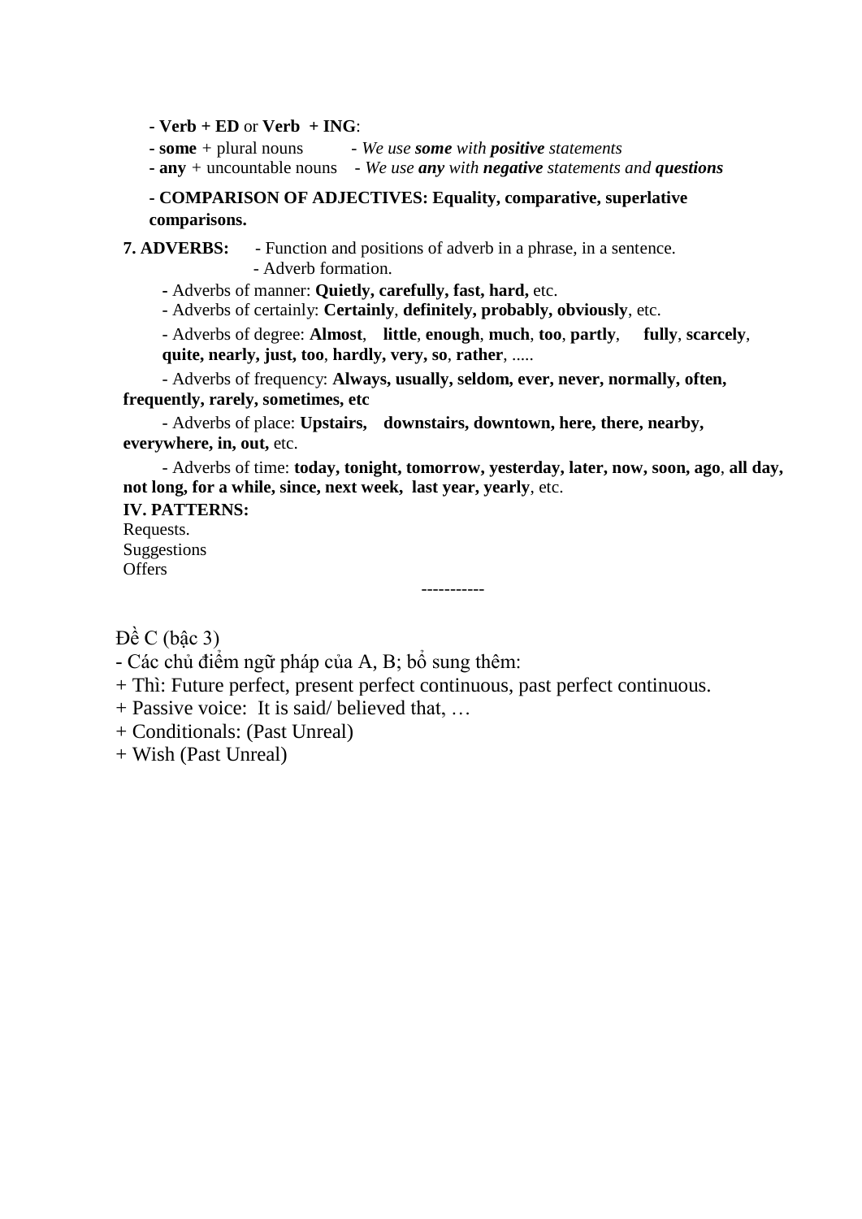- **Verb + ED** or **Verb + ING**:
- **some** + plural nouns - *We use **some** with **positive** statements*
- **any** + uncountable nouns - *We use **any** with **negative** statements and **questions***

- **COMPARISON OF ADJECTIVES: Equality, comparative, superlative comparisons.**

**7. ADVERBS:** - Function and positions of adverb in a phrase, in a sentence.
- Adverb formation.

- Adverbs of manner: **Quietly, carefully, fast, hard,** etc.
- Adverbs of certainly: **Certainly**, **definitely, probably, obviously**, etc.
- Adverbs of degree: **Almost**, **little**, **enough**, **much**, **too**, **partly**, **fully**, **scarcely**, **quite, nearly, just, too**, **hardly, very, so**, **rather**, .....
- Adverbs of frequency: **Always, usually, seldom, ever, never, normally, often, frequently, rarely, sometimes, etc**
- Adverbs of place: **Upstairs, downstairs, downtown, here, there, nearby, everywhere, in, out,** etc.
- Adverbs of time: **today, tonight, tomorrow, yesterday, later, now, soon, ago**, **all day, not long, for a while, since, next week, last year, yearly**, etc.

**IV. PATTERNS:**

Requests.
Suggestions
Offers

-----------

Đề C (bậc 3)
- Các chủ điểm ngữ pháp của A, B; bổ sung thêm:
+ Thì: Future perfect, present perfect continuous, past perfect continuous.
+ Passive voice: It is said/ believed that, …
+ Conditionals: (Past Unreal)
+ Wish (Past Unreal)